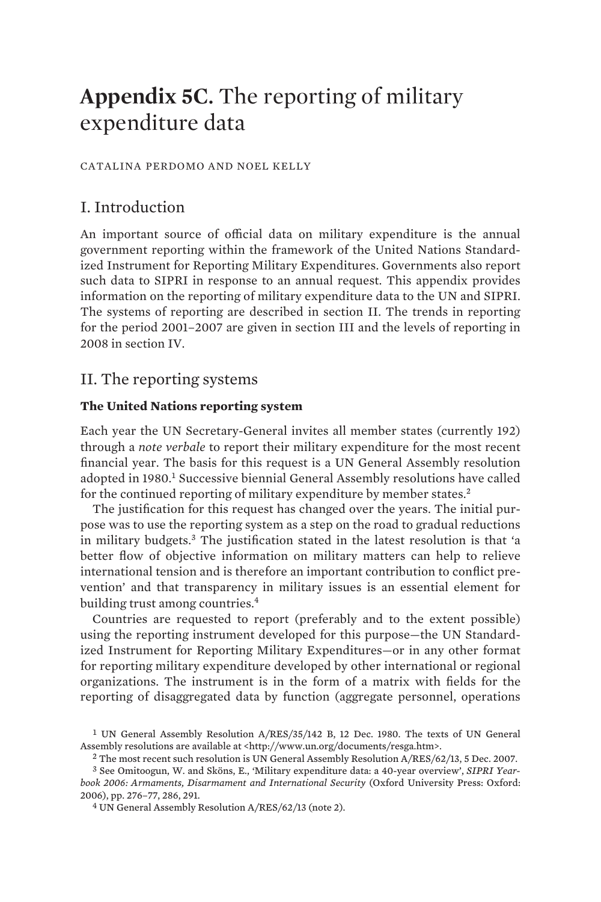# **Appendix 5C.** The reporting of military expenditure data

CATALINA PERDOMO AND NOEL KELLY

## I. Introduction

An important source of official data on military expenditure is the annual government reporting within the framework of the United Nations Standardized Instrument for Reporting Military Expenditures. Governments also report such data to SIPRI in response to an annual request. This appendix provides information on the reporting of military expenditure data to the UN and SIPRI. The systems of reporting are described in section II. The trends in reporting for the period 2001–2007 are given in section III and the levels of reporting in 2008 in section IV.

## II. The reporting systems

### The United Nations reporting system

Each year the UN Secretary-General invites all member states (currently 192) through a *note verbale* to report their military expenditure for the most recent financial year. The basis for this request is a UN General Assembly resolution adopted in 1980.[1] Successive biennial General Assembly resolutions have called for the continued reporting of military expenditure by member states.[2]

The justification for this request has changed over the years. The initial purpose was to use the reporting system as a step on the road to gradual reductions in military budgets.[3] The justification stated in the latest resolution is that 'a better flow of objective information on military matters can help to relieve international tension and is therefore an important contribution to conflict prevention' and that transparency in military issues is an essential element for building trust among countries.[4]

Countries are requested to report (preferably and to the extent possible) using the reporting instrument developed for this purpose—the UN Standardized Instrument for Reporting Military Expenditures—or in any other format for reporting military expenditure developed by other international or regional organizations. The instrument is in the form of a matrix with fields for the reporting of disaggregated data by function (aggregate personnel, operations

[1] UN General Assembly Resolution A/RES/35/142 B, 12 Dec. 1980. The texts of UN General Assembly resolutions are available at <http://www.un.org/documents/resga.htm>.

[2] The most recent such resolution is UN General Assembly Resolution A/RES/62/13, 5 Dec. 2007.

[3] See Omitoogun, W. and Sköns, E., 'Military expenditure data: a 40-year overview', *SIPRI Yearbook 2006: Armaments, Disarmament and International Security* (Oxford University Press: Oxford: 2006), pp. 276–77, 286, 291.

[4] UN General Assembly Resolution A/RES/62/13 (note 2).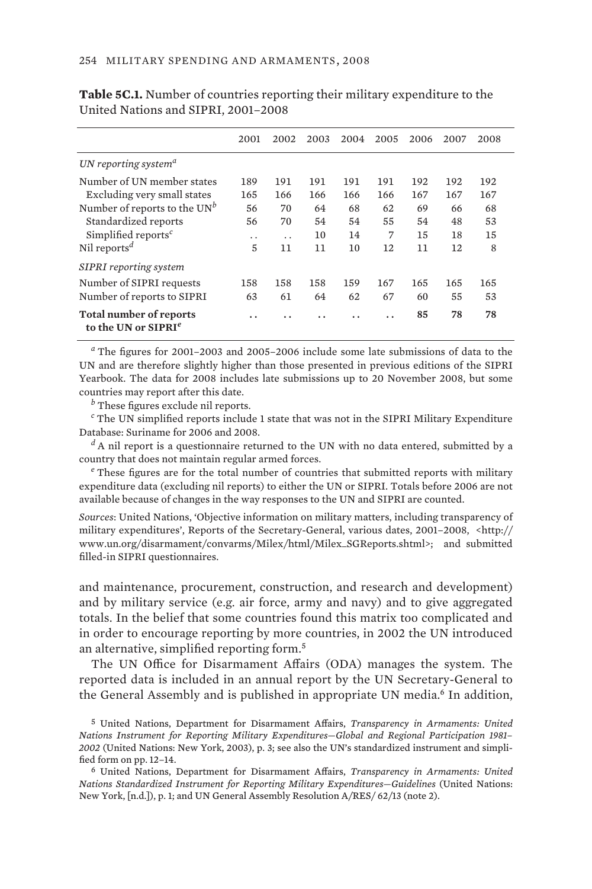**Table 5C.1.** Number of countries reporting their military expenditure to the United Nations and SIPRI, 2001–2008

| | 2001 | 2002 | 2003 | 2004 | 2005 | 2006 | 2007 | 2008 |
|---|---|---|---|---|---|---|---|---|
| *UN reporting system*[a] | | | | | | | | |
| Number of UN member states | 189 | 191 | 191 | 191 | 191 | 192 | 192 | 192 |
| Excluding very small states | 165 | 166 | 166 | 166 | 166 | 167 | 167 | 167 |
| Number of reports to the UN[b] | 56 | 70 | 64 | 68 | 62 | 69 | 66 | 68 |
| Standardized reports | 56 | 70 | 54 | 54 | 55 | 54 | 48 | 53 |
| Simplified reports[c] | . . | . . | 10 | 14 | 7 | 15 | 18 | 15 |
| Nil reports[d] | 5 | 11 | 11 | 10 | 12 | 11 | 12 | 8 |
| *SIPRI reporting system* | | | | | | | | |
| Number of SIPRI requests | 158 | 158 | 158 | 159 | 167 | 165 | 165 | 165 |
| Number of reports to SIPRI | 63 | 61 | 64 | 62 | 67 | 60 | 55 | 53 |
| **Total number of reports to the UN or SIPRI**[e] | . . | . . | . . | . . | . . | **85** | **78** | **78** |

[a] The figures for 2001–2003 and 2005–2006 include some late submissions of data to the UN and are therefore slightly higher than those presented in previous editions of the SIPRI Yearbook. The data for 2008 includes late submissions up to 20 November 2008, but some countries may report after this date.

[b] These figures exclude nil reports.

[c] The UN simplified reports include 1 state that was not in the SIPRI Military Expenditure Database: Suriname for 2006 and 2008.

[d] A nil report is a questionnaire returned to the UN with no data entered, submitted by a country that does not maintain regular armed forces.

[e] These figures are for the total number of countries that submitted reports with military expenditure data (excluding nil reports) to either the UN or SIPRI. Totals before 2006 are not available because of changes in the way responses to the UN and SIPRI are counted.

*Sources*: United Nations, 'Objective information on military matters, including transparency of military expenditures', Reports of the Secretary-General, various dates, 2001–2008, <http://www.un.org/disarmament/convarms/Milex/html/Milex_SGReports.shtml>; and submitted filled-in SIPRI questionnaires.

and maintenance, procurement, construction, and research and development) and by military service (e.g. air force, army and navy) and to give aggregated totals. In the belief that some countries found this matrix too complicated and in order to encourage reporting by more countries, in 2002 the UN introduced an alternative, simplified reporting form.[5]

The UN Office for Disarmament Affairs (ODA) manages the system. The reported data is included in an annual report by the UN Secretary-General to the General Assembly and is published in appropriate UN media.[6] In addition,

[5] United Nations, Department for Disarmament Affairs, *Transparency in Armaments: United Nations Instrument for Reporting Military Expenditures—Global and Regional Participation 1981–2002* (United Nations: New York, 2003), p. 3; see also the UN's standardized instrument and simplified form on pp. 12–14.

[6] United Nations, Department for Disarmament Affairs, *Transparency in Armaments: United Nations Standardized Instrument for Reporting Military Expenditures—Guidelines* (United Nations: New York, [n.d.]), p. 1; and UN General Assembly Resolution A/RES/ 62/13 (note 2).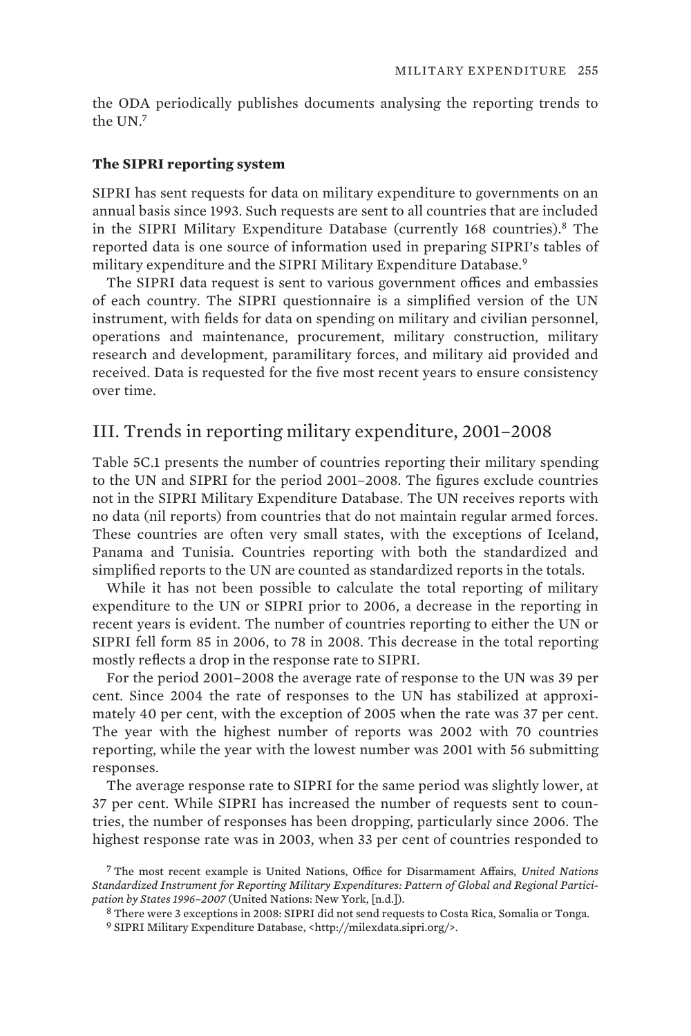the ODA periodically publishes documents analysing the reporting trends to the UN.[7]

### The SIPRI reporting system

SIPRI has sent requests for data on military expenditure to governments on an annual basis since 1993. Such requests are sent to all countries that are included in the SIPRI Military Expenditure Database (currently 168 countries).[8] The reported data is one source of information used in preparing SIPRI's tables of military expenditure and the SIPRI Military Expenditure Database.[9]

The SIPRI data request is sent to various government offices and embassies of each country. The SIPRI questionnaire is a simplified version of the UN instrument, with fields for data on spending on military and civilian personnel, operations and maintenance, procurement, military construction, military research and development, paramilitary forces, and military aid provided and received. Data is requested for the five most recent years to ensure consistency over time.

## III. Trends in reporting military expenditure, 2001–2008

Table 5C.1 presents the number of countries reporting their military spending to the UN and SIPRI for the period 2001–2008. The figures exclude countries not in the SIPRI Military Expenditure Database. The UN receives reports with no data (nil reports) from countries that do not maintain regular armed forces. These countries are often very small states, with the exceptions of Iceland, Panama and Tunisia. Countries reporting with both the standardized and simplified reports to the UN are counted as standardized reports in the totals.

While it has not been possible to calculate the total reporting of military expenditure to the UN or SIPRI prior to 2006, a decrease in the reporting in recent years is evident. The number of countries reporting to either the UN or SIPRI fell form 85 in 2006, to 78 in 2008. This decrease in the total reporting mostly reflects a drop in the response rate to SIPRI.

For the period 2001–2008 the average rate of response to the UN was 39 per cent. Since 2004 the rate of responses to the UN has stabilized at approximately 40 per cent, with the exception of 2005 when the rate was 37 per cent. The year with the highest number of reports was 2002 with 70 countries reporting, while the year with the lowest number was 2001 with 56 submitting responses.

The average response rate to SIPRI for the same period was slightly lower, at 37 per cent. While SIPRI has increased the number of requests sent to countries, the number of responses has been dropping, particularly since 2006. The highest response rate was in 2003, when 33 per cent of countries responded to

[7] The most recent example is United Nations, Office for Disarmament Affairs, *United Nations Standardized Instrument for Reporting Military Expenditures: Pattern of Global and Regional Participation by States 1996–2007* (United Nations: New York, [n.d.]).

[8] There were 3 exceptions in 2008: SIPRI did not send requests to Costa Rica, Somalia or Tonga.

[9] SIPRI Military Expenditure Database, <http://milexdata.sipri.org/>.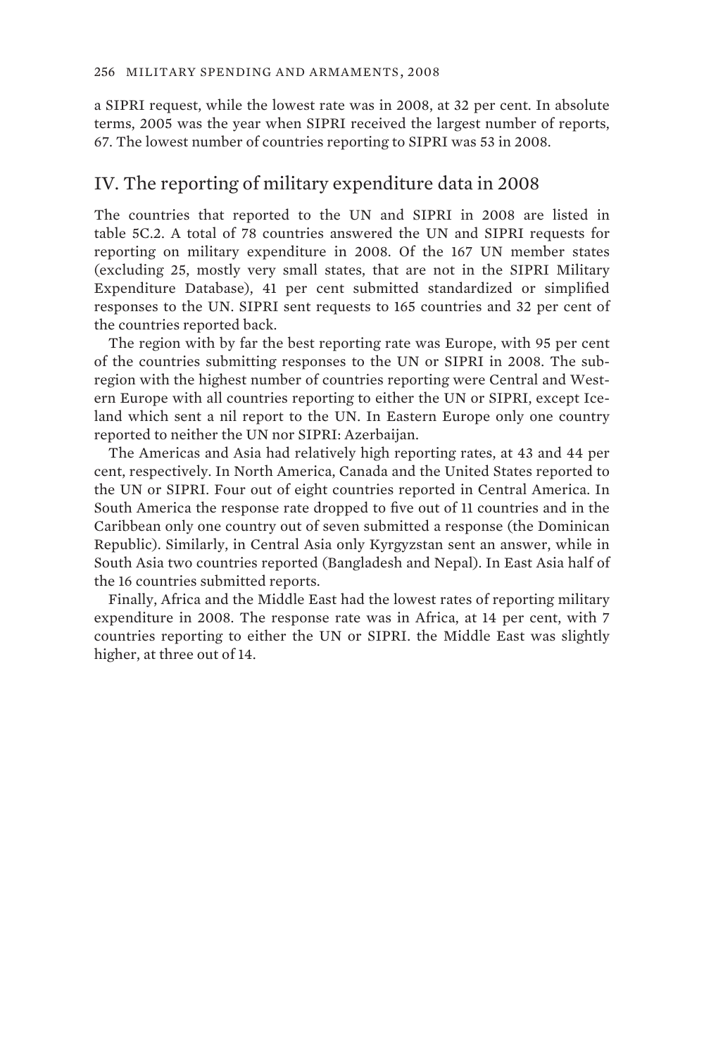a SIPRI request, while the lowest rate was in 2008, at 32 per cent. In absolute terms, 2005 was the year when SIPRI received the largest number of reports, 67. The lowest number of countries reporting to SIPRI was 53 in 2008.

## IV. The reporting of military expenditure data in 2008

The countries that reported to the UN and SIPRI in 2008 are listed in table 5C.2. A total of 78 countries answered the UN and SIPRI requests for reporting on military expenditure in 2008. Of the 167 UN member states (excluding 25, mostly very small states, that are not in the SIPRI Military Expenditure Database), 41 per cent submitted standardized or simplified responses to the UN. SIPRI sent requests to 165 countries and 32 per cent of the countries reported back.

The region with by far the best reporting rate was Europe, with 95 per cent of the countries submitting responses to the UN or SIPRI in 2008. The subregion with the highest number of countries reporting were Central and Western Europe with all countries reporting to either the UN or SIPRI, except Iceland which sent a nil report to the UN. In Eastern Europe only one country reported to neither the UN nor SIPRI: Azerbaijan.

The Americas and Asia had relatively high reporting rates, at 43 and 44 per cent, respectively. In North America, Canada and the United States reported to the UN or SIPRI. Four out of eight countries reported in Central America. In South America the response rate dropped to five out of 11 countries and in the Caribbean only one country out of seven submitted a response (the Dominican Republic). Similarly, in Central Asia only Kyrgyzstan sent an answer, while in South Asia two countries reported (Bangladesh and Nepal). In East Asia half of the 16 countries submitted reports.

Finally, Africa and the Middle East had the lowest rates of reporting military expenditure in 2008. The response rate was in Africa, at 14 per cent, with 7 countries reporting to either the UN or SIPRI. the Middle East was slightly higher, at three out of 14.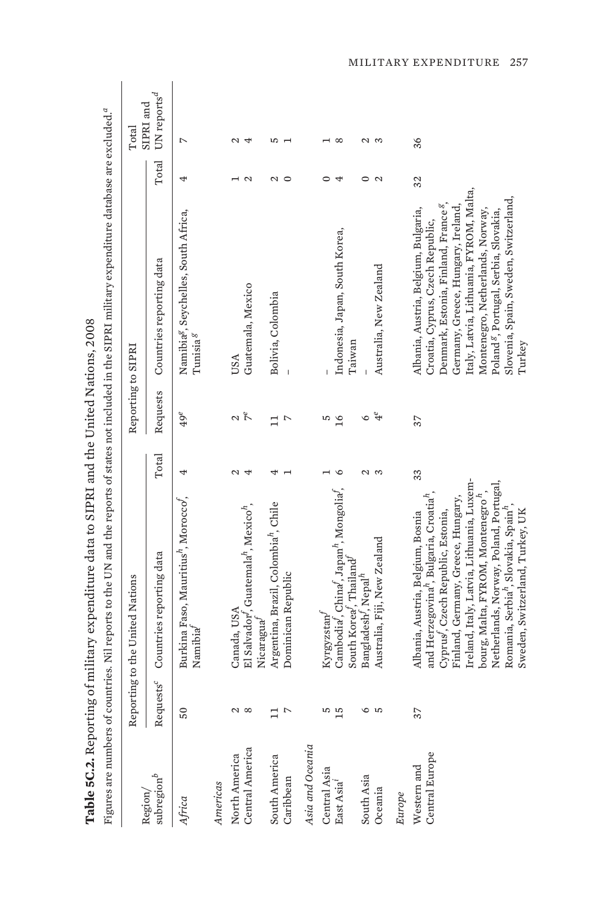**Table 5C.2.** Reporting of military expenditure data to SIPRI and the United Nations, 2008

Figures are numbers of countries. Nil reports to the UN and the reports of states not included in the SIPRI military expenditure database are excluded.[a]

| Region/ subregion[b] | Reporting to the United Nations | | | Reporting to SIPRI | | | Total SIPRI and UN reports[d] |
|---|---|---|---|---|---|---|---|
| | Requests[c] | Countries reporting data | Total | Requests | Countries reporting data | Total | |
| *Africa* | 50 | Burkina Faso, Mauritius[h], Morocco[f], Namibia[f] | 4 | 49[e] | Namibia[g], Seychelles, South Africa, Tunisia[g] | 4 | 7 |
| *Americas* | | | | | | | |
| North America | 2 | Canada, USA | 2 | 2 | USA | 1 | 2 |
| Central America | 8 | El Salvador[f], Guatemala[h], Mexico[h], Nicaragua[f] | 4 | 7[e] | Guatemala, Mexico | 2 | 4 |
| South America | 11 | Argentina, Brazil, Colombia[h], Chile | 4 | 11 | Bolivia, Colombia | 2 | 5 |
| Caribbean | 7 | Dominican Republic | 1 | 7 | – | 0 | 1 |
| *Asia and Oceania* | | | | | | | |
| Central Asia | 5 | Kyrgyzstan[f] | 1 | 5 | – | 0 | 1 |
| East Asia[i] | 15 | Cambodia[f], China[f], Japan[h], Mongolia[f], South Korea[f], Thailand[f] | 6 | 16 | Indonesia, Japan, South Korea, Taiwan | 4 | 8 |
| South Asia | 6 | Bangladesh[f], Nepal[h] | 2 | 6 | – | 0 | 2 |
| Oceania | 5 | Australia, Fiji, New Zealand | 3 | 4[e] | Australia, New Zealand | 2 | 3 |
| *Europe* | | | | | | | |
| Western and Central Europe | 37 | Albania, Austria, Belgium, Bosnia and Herzegovina[h], Bulgaria, Croatia[h], Cyprus[f], Czech Republic, Estonia, Finland, Germany, Greece, Hungary, Ireland, Italy, Latvia, Lithuania, Luxembourg, Malta, FYROM, Montenegro[h], Netherlands, Norway, Poland, Portugal, Romania, Serbia[h], Slovakia, Spain[h], Sweden, Switzerland, Turkey, UK | 33 | 37 | Albania, Austria, Belgium, Bulgaria, Croatia, Cyprus, Czech Republic, Denmark, Estonia, Finland, France[g], Germany, Greece, Hungary, Ireland, Italy, Latvia, Lithuania, FYROM, Malta, Montenegro, Netherlands, Norway, Poland[g], Portugal, Serbia, Slovakia, Slovenia, Spain, Sweden, Switzerland, Turkey | 32 | 36 |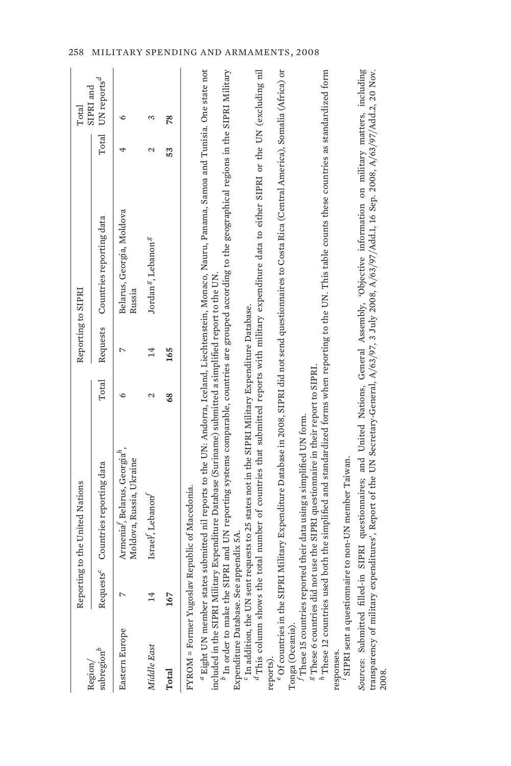| Region/ subregion[b] | Reporting to the United Nations | | | Reporting to SIPRI | | | Total SIPRI and UN reports[d] |
|---|---|---|---|---|---|---|---|
| | Requests[c] | Countries reporting data | Total | Requests | Countries reporting data | Total | |
| Eastern Europe | 7 | Armenia[f], Belarus, Georgia[h], Moldova, Russia, Ukraine | 6 | 7 | Belarus, Georgia, Moldova Russia | 4 | 6 |
| *Middle East* | 14 | Israel[f], Lebanon[f] | 2 | 14 | Jordan[g], Lebanon[g] | 2 | 3 |
| **Total** | **167** | | **68** | **165** | | **53** | **78** |

FYROM = Former Yugoslav Republic of Macedonia.

[a] Eight UN member states submitted nil reports to the UN: Andorra, Iceland, Liechtenstein, Monaco, Nauru, Panama, Samoa and Tunisia. One state not included in the SIPRI Military Expenditure Database (Suriname) submitted a simplified report to the UN.

[b] In order to make the SIPRI and UN reporting systems comparable, countries are grouped according to the geographical regions in the SIPRI Military Expenditure Database. See appendix 5A.

[c] In addition, the UN sent requests to 25 states not in the SIPRI Military Expenditure Database.

[d] This column shows the total number of countries that submitted reports with military expenditure data to either SIPRI or the UN (excluding nil reports).

[e] Of countries in the SIPRI Military Expenditure Database in 2008, SIPRI did not send questionnaires to Costa Rica (Central America), Somalia (Africa) or Tonga (Oceania).

[f] These 15 countries reported their data using a simplified UN form.

[g] These 6 countries did not use the SIPRI questionnaire in their report to SIPRI.

[h] These 12 countries used both the simplified and standardized forms when reporting to the UN. This table counts these countries as standardized form responses.

[i] SIPRI sent a questionnaire to non-UN member Taiwan.

*Sources*: Submitted filled-in SIPRI questionnaires; and United Nations, General Assembly, 'Objective information on military matters, including transparency of military expenditures', Report of the UN Secretary-General, A/63/97, 3 July 2008, A/63/97/Add.1, 16 Sep. 2008, A/63/97/Add.2, 20 Nov. 2008.